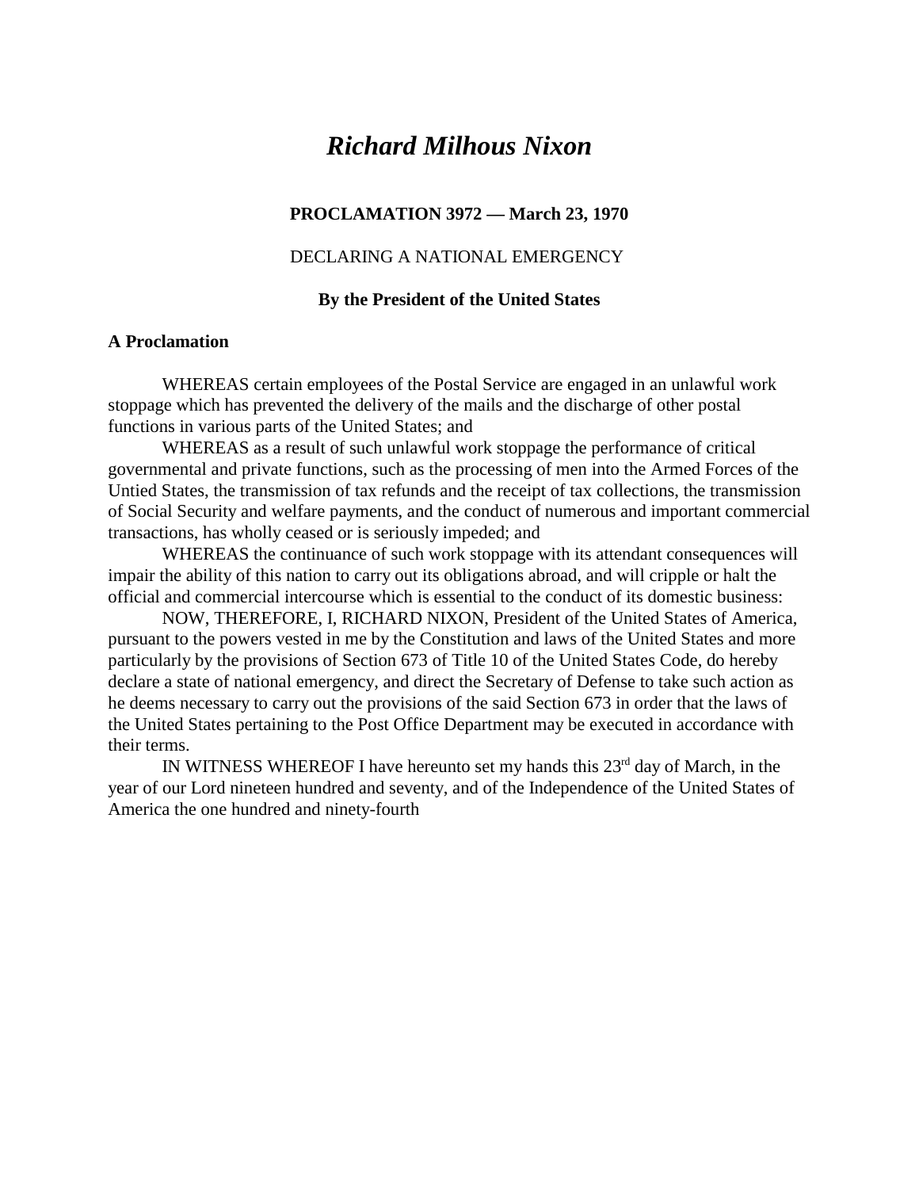# *Richard Milhous Nixon*

**PROCLAMATION 3972 — March 23, 1970**

DECLARING A NATIONAL EMERGENCY

**By the President of the United States**

**A Proclamation**

WHEREAS certain employees of the Postal Service are engaged in an unlawful work stoppage which has prevented the delivery of the mails and the discharge of other postal functions in various parts of the United States; and

WHEREAS as a result of such unlawful work stoppage the performance of critical governmental and private functions, such as the processing of men into the Armed Forces of the Untied States, the transmission of tax refunds and the receipt of tax collections, the transmission of Social Security and welfare payments, and the conduct of numerous and important commercial transactions, has wholly ceased or is seriously impeded; and

WHEREAS the continuance of such work stoppage with its attendant consequences will impair the ability of this nation to carry out its obligations abroad, and will cripple or halt the official and commercial intercourse which is essential to the conduct of its domestic business:

NOW, THEREFORE, I, RICHARD NIXON, President of the United States of America, pursuant to the powers vested in me by the Constitution and laws of the United States and more particularly by the provisions of Section 673 of Title 10 of the United States Code, do hereby declare a state of national emergency, and direct the Secretary of Defense to take such action as he deems necessary to carry out the provisions of the said Section 673 in order that the laws of the United States pertaining to the Post Office Department may be executed in accordance with their terms.

IN WITNESS WHEREOF I have hereunto set my hands this 23rd day of March, in the year of our Lord nineteen hundred and seventy, and of the Independence of the United States of America the one hundred and ninety-fourth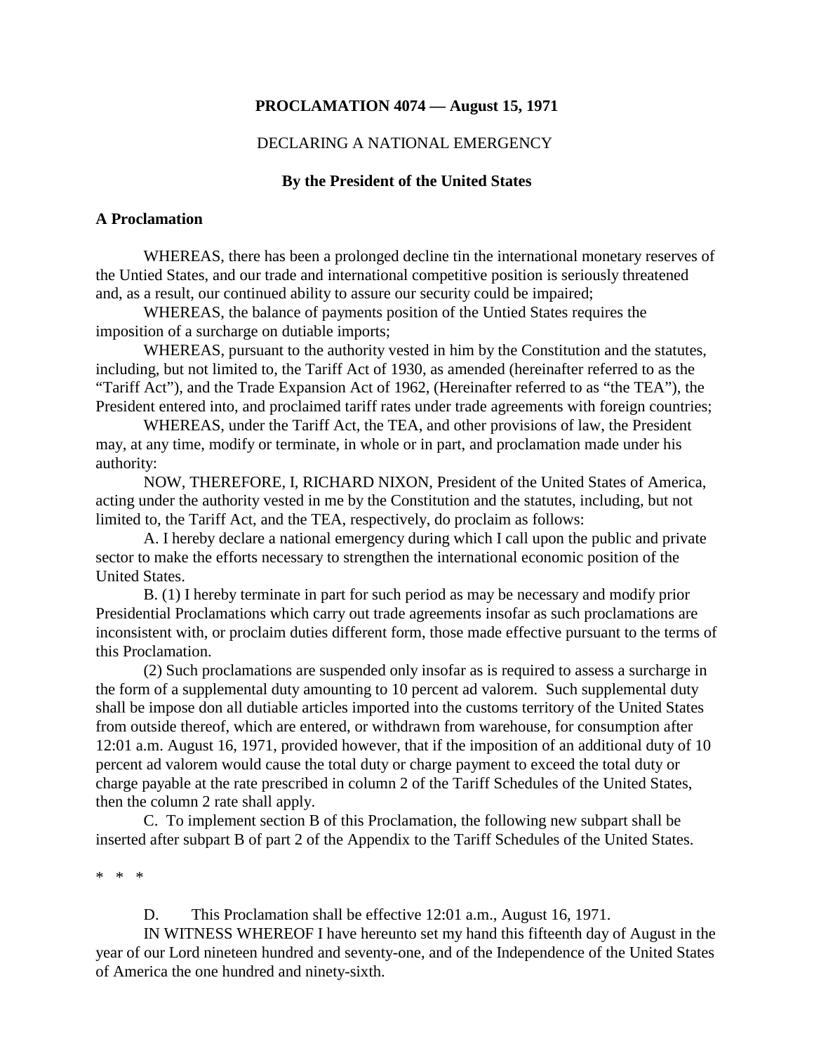**PROCLAMATION 4074 — August 15, 1971**

DECLARING A NATIONAL EMERGENCY

**By the President of the United States**

**A Proclamation**

WHEREAS, there has been a prolonged decline tin the international monetary reserves of the Untied States, and our trade and international competitive position is seriously threatened and, as a result, our continued ability to assure our security could be impaired;

WHEREAS, the balance of payments position of the Untied States requires the imposition of a surcharge on dutiable imports;

WHEREAS, pursuant to the authority vested in him by the Constitution and the statutes, including, but not limited to, the Tariff Act of 1930, as amended (hereinafter referred to as the "Tariff Act"), and the Trade Expansion Act of 1962, (Hereinafter referred to as "the TEA"), the President entered into, and proclaimed tariff rates under trade agreements with foreign countries;

WHEREAS, under the Tariff Act, the TEA, and other provisions of law, the President may, at any time, modify or terminate, in whole or in part, and proclamation made under his authority:

NOW, THEREFORE, I, RICHARD NIXON, President of the United States of America, acting under the authority vested in me by the Constitution and the statutes, including, but not limited to, the Tariff Act, and the TEA, respectively, do proclaim as follows:

A. I hereby declare a national emergency during which I call upon the public and private sector to make the efforts necessary to strengthen the international economic position of the United States.

B. (1) I hereby terminate in part for such period as may be necessary and modify prior Presidential Proclamations which carry out trade agreements insofar as such proclamations are inconsistent with, or proclaim duties different form, those made effective pursuant to the terms of this Proclamation.

(2) Such proclamations are suspended only insofar as is required to assess a surcharge in the form of a supplemental duty amounting to 10 percent ad valorem. Such supplemental duty shall be impose don all dutiable articles imported into the customs territory of the United States from outside thereof, which are entered, or withdrawn from warehouse, for consumption after 12:01 a.m. August 16, 1971, provided however, that if the imposition of an additional duty of 10 percent ad valorem would cause the total duty or charge payment to exceed the total duty or charge payable at the rate prescribed in column 2 of the Tariff Schedules of the United States, then the column 2 rate shall apply.

C. To implement section B of this Proclamation, the following new subpart shall be inserted after subpart B of part 2 of the Appendix to the Tariff Schedules of the United States.

\* \* \*

D. This Proclamation shall be effective 12:01 a.m., August 16, 1971.

IN WITNESS WHEREOF I have hereunto set my hand this fifteenth day of August in the year of our Lord nineteen hundred and seventy-one, and of the Independence of the United States of America the one hundred and ninety-sixth.